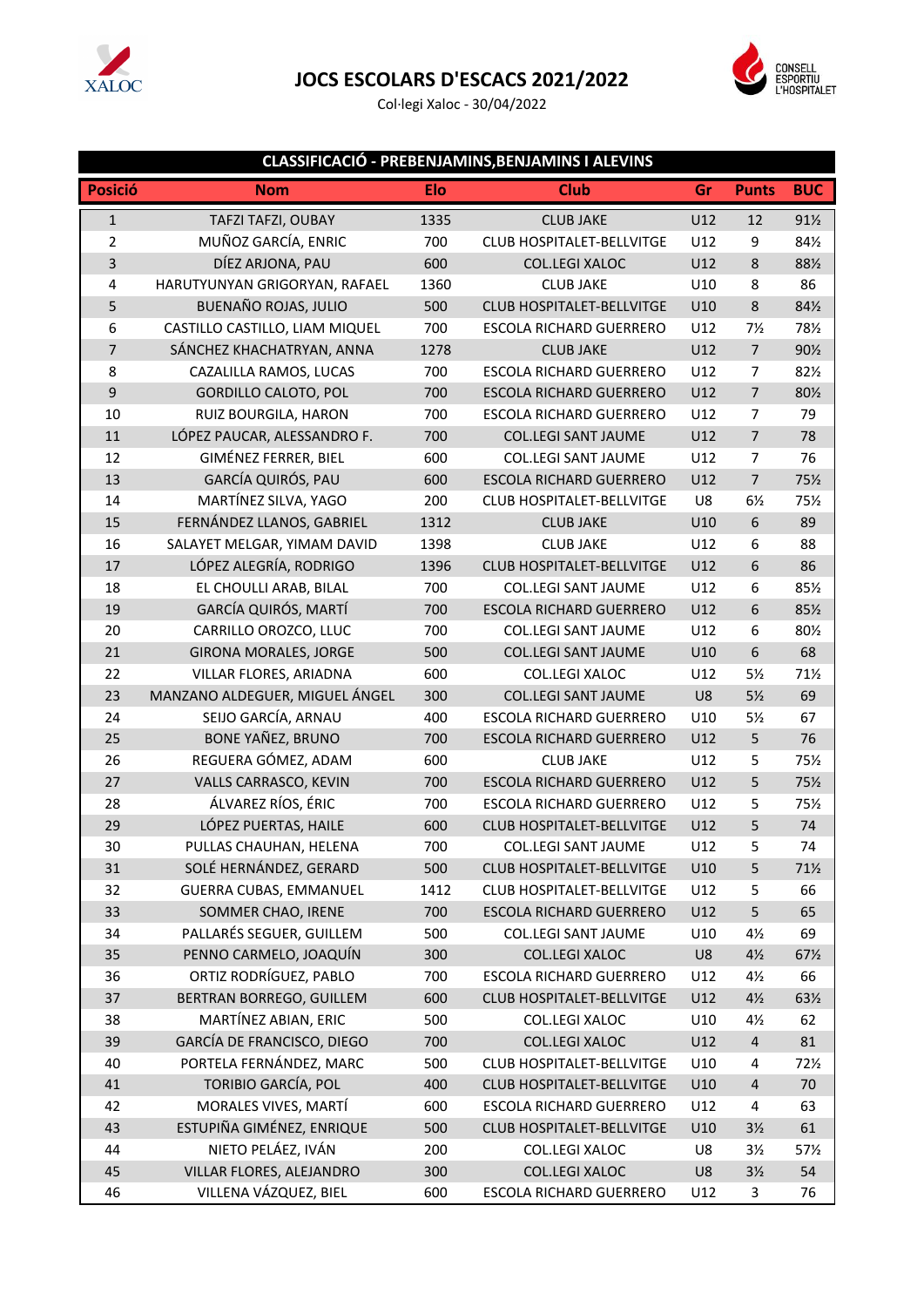# JOCS ESCOLARS D'ESCACS 2021/2022

Col·legi Xaloc - 30/04/2022

## CLASSIFICACIÓ - PREBENJAMINS,BENJAMINS I ALEVINS

| Posició | Nom | Elo | Club | Gr | Punts | BUC |
|---|---|---|---|---|---|---|
| 1 | TAFZI TAFZI, OUBAY | 1335 | CLUB JAKE | U12 | 12 | 91½ |
| 2 | MUÑOZ GARCÍA, ENRIC | 700 | CLUB HOSPITALET-BELLVITGE | U12 | 9 | 84½ |
| 3 | DÍEZ ARJONA, PAU | 600 | COL.LEGI XALOC | U12 | 8 | 88½ |
| 4 | HARUTYUNYAN GRIGORYAN, RAFAEL | 1360 | CLUB JAKE | U10 | 8 | 86 |
| 5 | BUENAÑO ROJAS, JULIO | 500 | CLUB HOSPITALET-BELLVITGE | U10 | 8 | 84½ |
| 6 | CASTILLO CASTILLO, LIAM MIQUEL | 700 | ESCOLA RICHARD GUERRERO | U12 | 7½ | 78½ |
| 7 | SÁNCHEZ KHACHATRYAN, ANNA | 1278 | CLUB JAKE | U12 | 7 | 90½ |
| 8 | CAZALILLA RAMOS, LUCAS | 700 | ESCOLA RICHARD GUERRERO | U12 | 7 | 82½ |
| 9 | GORDILLO CALOTO, POL | 700 | ESCOLA RICHARD GUERRERO | U12 | 7 | 80½ |
| 10 | RUIZ BOURGILA, HARON | 700 | ESCOLA RICHARD GUERRERO | U12 | 7 | 79 |
| 11 | LÓPEZ PAUCAR, ALESSANDRO F. | 700 | COL.LEGI SANT JAUME | U12 | 7 | 78 |
| 12 | GIMÉNEZ FERRER, BIEL | 600 | COL.LEGI SANT JAUME | U12 | 7 | 76 |
| 13 | GARCÍA QUIRÓS, PAU | 600 | ESCOLA RICHARD GUERRERO | U12 | 7 | 75½ |
| 14 | MARTÍNEZ SILVA, YAGO | 200 | CLUB HOSPITALET-BELLVITGE | U8 | 6½ | 75½ |
| 15 | FERNÁNDEZ LLANOS, GABRIEL | 1312 | CLUB JAKE | U10 | 6 | 89 |
| 16 | SALAYET MELGAR, YIMAM DAVID | 1398 | CLUB JAKE | U12 | 6 | 88 |
| 17 | LÓPEZ ALEGRÍA, RODRIGO | 1396 | CLUB HOSPITALET-BELLVITGE | U12 | 6 | 86 |
| 18 | EL CHOULLI ARAB, BILAL | 700 | COL.LEGI SANT JAUME | U12 | 6 | 85½ |
| 19 | GARCÍA QUIRÓS, MARTÍ | 700 | ESCOLA RICHARD GUERRERO | U12 | 6 | 85½ |
| 20 | CARRILLO OROZCO, LLUC | 700 | COL.LEGI SANT JAUME | U12 | 6 | 80½ |
| 21 | GIRONA MORALES, JORGE | 500 | COL.LEGI SANT JAUME | U10 | 6 | 68 |
| 22 | VILLAR FLORES, ARIADNA | 600 | COL.LEGI XALOC | U12 | 5½ | 71½ |
| 23 | MANZANO ALDEGUER, MIGUEL ÁNGEL | 300 | COL.LEGI SANT JAUME | U8 | 5½ | 69 |
| 24 | SEIJO GARCÍA, ARNAU | 400 | ESCOLA RICHARD GUERRERO | U10 | 5½ | 67 |
| 25 | BONE YAÑEZ, BRUNO | 700 | ESCOLA RICHARD GUERRERO | U12 | 5 | 76 |
| 26 | REGUERA GÓMEZ, ADAM | 600 | CLUB JAKE | U12 | 5 | 75½ |
| 27 | VALLS CARRASCO, KEVIN | 700 | ESCOLA RICHARD GUERRERO | U12 | 5 | 75½ |
| 28 | ÁLVAREZ RÍOS, ÉRIC | 700 | ESCOLA RICHARD GUERRERO | U12 | 5 | 75½ |
| 29 | LÓPEZ PUERTAS, HAILE | 600 | CLUB HOSPITALET-BELLVITGE | U12 | 5 | 74 |
| 30 | PULLAS CHAUHAN, HELENA | 700 | COL.LEGI SANT JAUME | U12 | 5 | 74 |
| 31 | SOLÉ HERNÁNDEZ, GERARD | 500 | CLUB HOSPITALET-BELLVITGE | U10 | 5 | 71½ |
| 32 | GUERRA CUBAS, EMMANUEL | 1412 | CLUB HOSPITALET-BELLVITGE | U12 | 5 | 66 |
| 33 | SOMMER CHAO, IRENE | 700 | ESCOLA RICHARD GUERRERO | U12 | 5 | 65 |
| 34 | PALLARÉS SEGUER, GUILLEM | 500 | COL.LEGI SANT JAUME | U10 | 4½ | 69 |
| 35 | PENNO CARMELO, JOAQUÍN | 300 | COL.LEGI XALOC | U8 | 4½ | 67½ |
| 36 | ORTIZ RODRÍGUEZ, PABLO | 700 | ESCOLA RICHARD GUERRERO | U12 | 4½ | 66 |
| 37 | BERTRAN BORREGO, GUILLEM | 600 | CLUB HOSPITALET-BELLVITGE | U12 | 4½ | 63½ |
| 38 | MARTÍNEZ ABIAN, ERIC | 500 | COL.LEGI XALOC | U10 | 4½ | 62 |
| 39 | GARCÍA DE FRANCISCO, DIEGO | 700 | COL.LEGI XALOC | U12 | 4 | 81 |
| 40 | PORTELA FERNÁNDEZ, MARC | 500 | CLUB HOSPITALET-BELLVITGE | U10 | 4 | 72½ |
| 41 | TORIBIO GARCÍA, POL | 400 | CLUB HOSPITALET-BELLVITGE | U10 | 4 | 70 |
| 42 | MORALES VIVES, MARTÍ | 600 | ESCOLA RICHARD GUERRERO | U12 | 4 | 63 |
| 43 | ESTUPIÑA GIMÉNEZ, ENRIQUE | 500 | CLUB HOSPITALET-BELLVITGE | U10 | 3½ | 61 |
| 44 | NIETO PELÁEZ, IVÁN | 200 | COL.LEGI XALOC | U8 | 3½ | 57½ |
| 45 | VILLAR FLORES, ALEJANDRO | 300 | COL.LEGI XALOC | U8 | 3½ | 54 |
| 46 | VILLENA VÁZQUEZ, BIEL | 600 | ESCOLA RICHARD GUERRERO | U12 | 3 | 76 |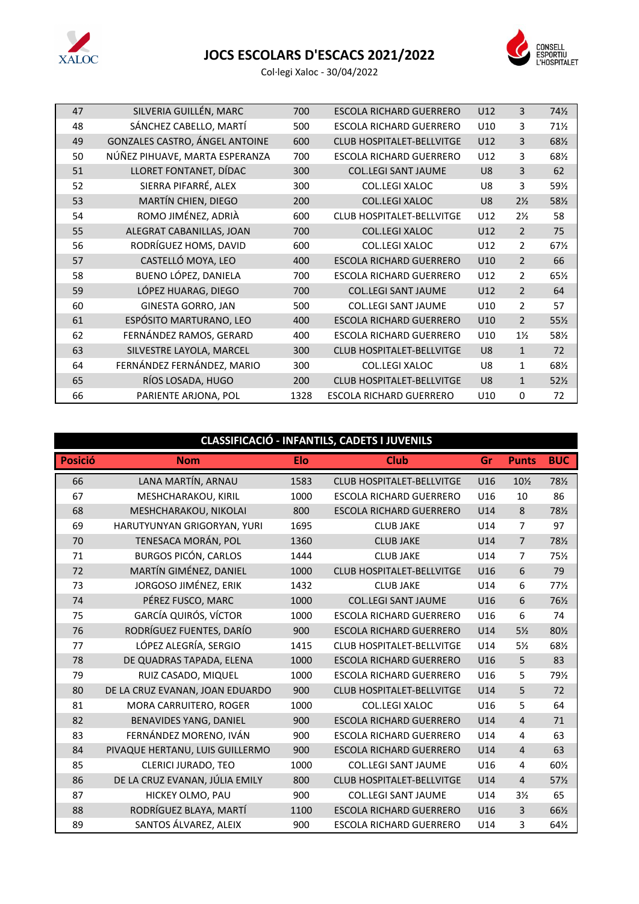# JOCS ESCOLARS D'ESCACS 2021/2022

Col·legi Xaloc - 30/04/2022

| 47 | SILVERIA GUILLÉN, MARC | 700 | ESCOLA RICHARD GUERRERO | U12 | 3 | 74½ |
|---|---|---|---|---|---|---|
| 48 | SÁNCHEZ CABELLO, MARTÍ | 500 | ESCOLA RICHARD GUERRERO | U10 | 3 | 71½ |
| 49 | GONZALES CASTRO, ÁNGEL ANTOINE | 600 | CLUB HOSPITALET-BELLVITGE | U12 | 3 | 68½ |
| 50 | NÚÑEZ PIHUAVE, MARTA ESPERANZA | 700 | ESCOLA RICHARD GUERRERO | U12 | 3 | 68½ |
| 51 | LLORET FONTANET, DÍDAC | 300 | COL.LEGI SANT JAUME | U8 | 3 | 62 |
| 52 | SIERRA PIFARRÉ, ALEX | 300 | COL.LEGI XALOC | U8 | 3 | 59½ |
| 53 | MARTÍN CHIEN, DIEGO | 200 | COL.LEGI XALOC | U8 | 2½ | 58½ |
| 54 | ROMO JIMÉNEZ, ADRIÀ | 600 | CLUB HOSPITALET-BELLVITGE | U12 | 2½ | 58 |
| 55 | ALEGRAT CABANILLAS, JOAN | 700 | COL.LEGI XALOC | U12 | 2 | 75 |
| 56 | RODRÍGUEZ HOMS, DAVID | 600 | COL.LEGI XALOC | U12 | 2 | 67½ |
| 57 | CASTELLÓ MOYA, LEO | 400 | ESCOLA RICHARD GUERRERO | U10 | 2 | 66 |
| 58 | BUENO LÓPEZ, DANIELA | 700 | ESCOLA RICHARD GUERRERO | U12 | 2 | 65½ |
| 59 | LÓPEZ HUARAG, DIEGO | 700 | COL.LEGI SANT JAUME | U12 | 2 | 64 |
| 60 | GINESTA GORRO, JAN | 500 | COL.LEGI SANT JAUME | U10 | 2 | 57 |
| 61 | ESPÓSITO MARTURANO, LEO | 400 | ESCOLA RICHARD GUERRERO | U10 | 2 | 55½ |
| 62 | FERNÁNDEZ RAMOS, GERARD | 400 | ESCOLA RICHARD GUERRERO | U10 | 1½ | 58½ |
| 63 | SILVESTRE LAYOLA, MARCEL | 300 | CLUB HOSPITALET-BELLVITGE | U8 | 1 | 72 |
| 64 | FERNÁNDEZ FERNÁNDEZ, MARIO | 300 | COL.LEGI XALOC | U8 | 1 | 68½ |
| 65 | RÍOS LOSADA, HUGO | 200 | CLUB HOSPITALET-BELLVITGE | U8 | 1 | 52½ |
| 66 | PARIENTE ARJONA, POL | 1328 | ESCOLA RICHARD GUERRERO | U10 | 0 | 72 |

## CLASSIFICACIÓ - INFANTILS, CADETS I JUVENILS

| Posició | Nom | Elo | Club | Gr | Punts | BUC |
|---|---|---|---|---|---|---|
| 66 | LANA MARTÍN, ARNAU | 1583 | CLUB HOSPITALET-BELLVITGE | U16 | 10½ | 78½ |
| 67 | MESHCHARAKOU, KIRIL | 1000 | ESCOLA RICHARD GUERRERO | U16 | 10 | 86 |
| 68 | MESHCHARAKOU, NIKOLAI | 800 | ESCOLA RICHARD GUERRERO | U14 | 8 | 78½ |
| 69 | HARUTYUNYAN GRIGORYAN, YURI | 1695 | CLUB JAKE | U14 | 7 | 97 |
| 70 | TENESACA MORÁN, POL | 1360 | CLUB JAKE | U14 | 7 | 78½ |
| 71 | BURGOS PICÓN, CARLOS | 1444 | CLUB JAKE | U14 | 7 | 75½ |
| 72 | MARTÍN GIMÉNEZ, DANIEL | 1000 | CLUB HOSPITALET-BELLVITGE | U16 | 6 | 79 |
| 73 | JORGOSO JIMÉNEZ, ERIK | 1432 | CLUB JAKE | U14 | 6 | 77½ |
| 74 | PÉREZ FUSCO, MARC | 1000 | COL.LEGI SANT JAUME | U16 | 6 | 76½ |
| 75 | GARCÍA QUIRÓS, VÍCTOR | 1000 | ESCOLA RICHARD GUERRERO | U16 | 6 | 74 |
| 76 | RODRÍGUEZ FUENTES, DARÍO | 900 | ESCOLA RICHARD GUERRERO | U14 | 5½ | 80½ |
| 77 | LÓPEZ ALEGRÍA, SERGIO | 1415 | CLUB HOSPITALET-BELLVITGE | U14 | 5½ | 68½ |
| 78 | DE QUADRAS TAPADA, ELENA | 1000 | ESCOLA RICHARD GUERRERO | U16 | 5 | 83 |
| 79 | RUIZ CASADO, MIQUEL | 1000 | ESCOLA RICHARD GUERRERO | U16 | 5 | 79½ |
| 80 | DE LA CRUZ EVANAN, JOAN EDUARDO | 900 | CLUB HOSPITALET-BELLVITGE | U14 | 5 | 72 |
| 81 | MORA CARRUITERO, ROGER | 1000 | COL.LEGI XALOC | U16 | 5 | 64 |
| 82 | BENAVIDES YANG, DANIEL | 900 | ESCOLA RICHARD GUERRERO | U14 | 4 | 71 |
| 83 | FERNÁNDEZ MORENO, IVÁN | 900 | ESCOLA RICHARD GUERRERO | U14 | 4 | 63 |
| 84 | PIVAQUE HERTANU, LUIS GUILLERMO | 900 | ESCOLA RICHARD GUERRERO | U14 | 4 | 63 |
| 85 | CLERICI JURADO, TEO | 1000 | COL.LEGI SANT JAUME | U16 | 4 | 60½ |
| 86 | DE LA CRUZ EVANAN, JÚLIA EMILY | 800 | CLUB HOSPITALET-BELLVITGE | U14 | 4 | 57½ |
| 87 | HICKEY OLMO, PAU | 900 | COL.LEGI SANT JAUME | U14 | 3½ | 65 |
| 88 | RODRÍGUEZ BLAYA, MARTÍ | 1100 | ESCOLA RICHARD GUERRERO | U16 | 3 | 66½ |
| 89 | SANTOS ÁLVAREZ, ALEIX | 900 | ESCOLA RICHARD GUERRERO | U14 | 3 | 64½ |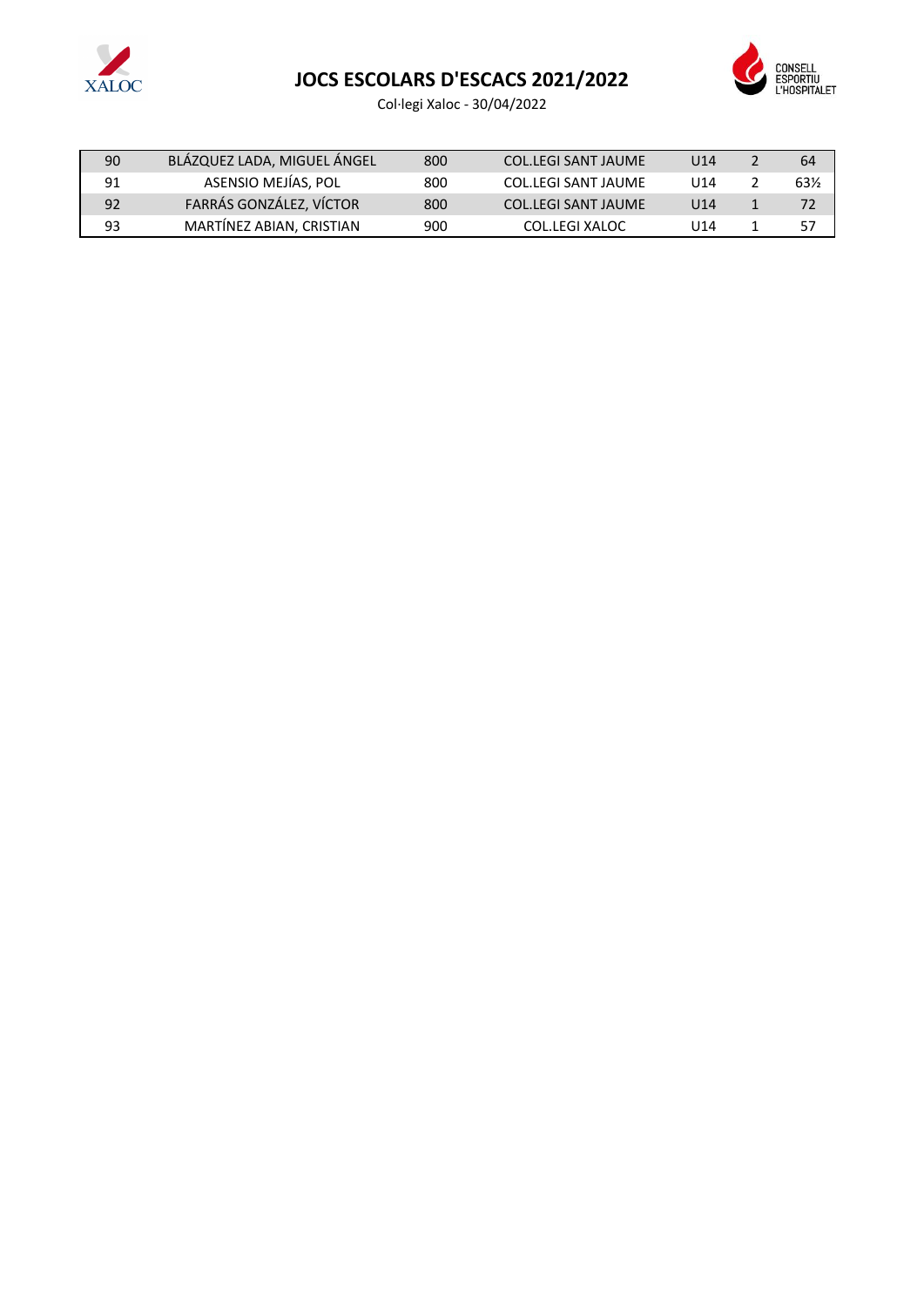# JOCS ESCOLARS D'ESCACS 2021/2022

Col·legi Xaloc - 30/04/2022

| | | | | | | |
|---|---|---|---|---|---|---|
| 90 | BLÁZQUEZ LADA, MIGUEL ÁNGEL | 800 | COL.LEGI SANT JAUME | U14 | 2 | 64 |
| 91 | ASENSIO MEJÍAS, POL | 800 | COL.LEGI SANT JAUME | U14 | 2 | 63½ |
| 92 | FARRÁS GONZÁLEZ, VÍCTOR | 800 | COL.LEGI SANT JAUME | U14 | 1 | 72 |
| 93 | MARTÍNEZ ABIAN, CRISTIAN | 900 | COL.LEGI XALOC | U14 | 1 | 57 |